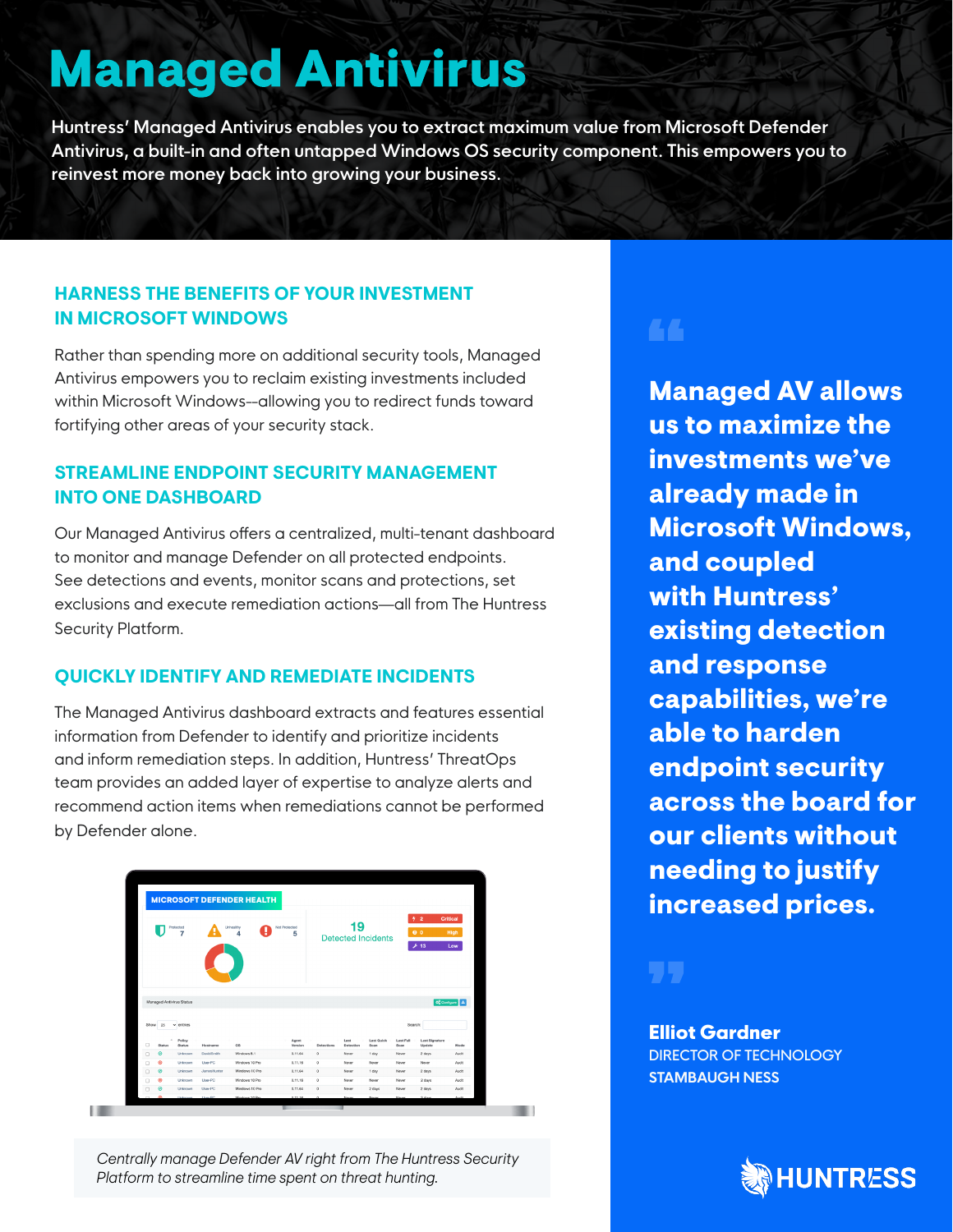# Managed Antivirus

Huntress' Managed Antivirus enables you to extract maximum value from Microsoft Defender Antivirus, a built-in and often untapped Windows OS security component. This empowers you to reinvest more money back into growing your business.

## HARNESS THE BENEFITS OF YOUR INVESTMENT IN MICROSOFT WINDOWS

Rather than spending more on additional security tools, Managed Antivirus empowers you to reclaim existing investments included within Microsoft Windows--allowing you to redirect funds toward fortifying other areas of your security stack.

## STREAMLINE ENDPOINT SECURITY MANAGEMENT INTO ONE DASHBOARD

Our Managed Antivirus offers a centralized, multi-tenant dashboard to monitor and manage Defender on all protected endpoints. See detections and events, monitor scans and protections, set exclusions and execute remediation actions—all from The Huntress Security Platform.

## QUICKLY IDENTIFY AND REMEDIATE INCIDENTS

The Managed Antivirus dashboard extracts and features essential information from Defender to identify and prioritize incidents and inform remediation steps. In addition, Huntress' ThreatOps team provides an added layer of expertise to analyze alerts and recommend action items when remediations cannot be performed by Defender alone.

*Centrally manage Defender AV right from The Huntress Security Platform to streamline time spent on threat hunting.*

> **Managed AV allows us to maximize the investments we've already made in Microsoft Windows, and coupled with Huntress' existing detection and response capabilities, we're able to harden endpoint security across the board for our clients without needing to justify increased prices.**

**Elliot Gardner**
DIRECTOR OF TECHNOLOGY
STAMBAUGH NESS

HUNTRESS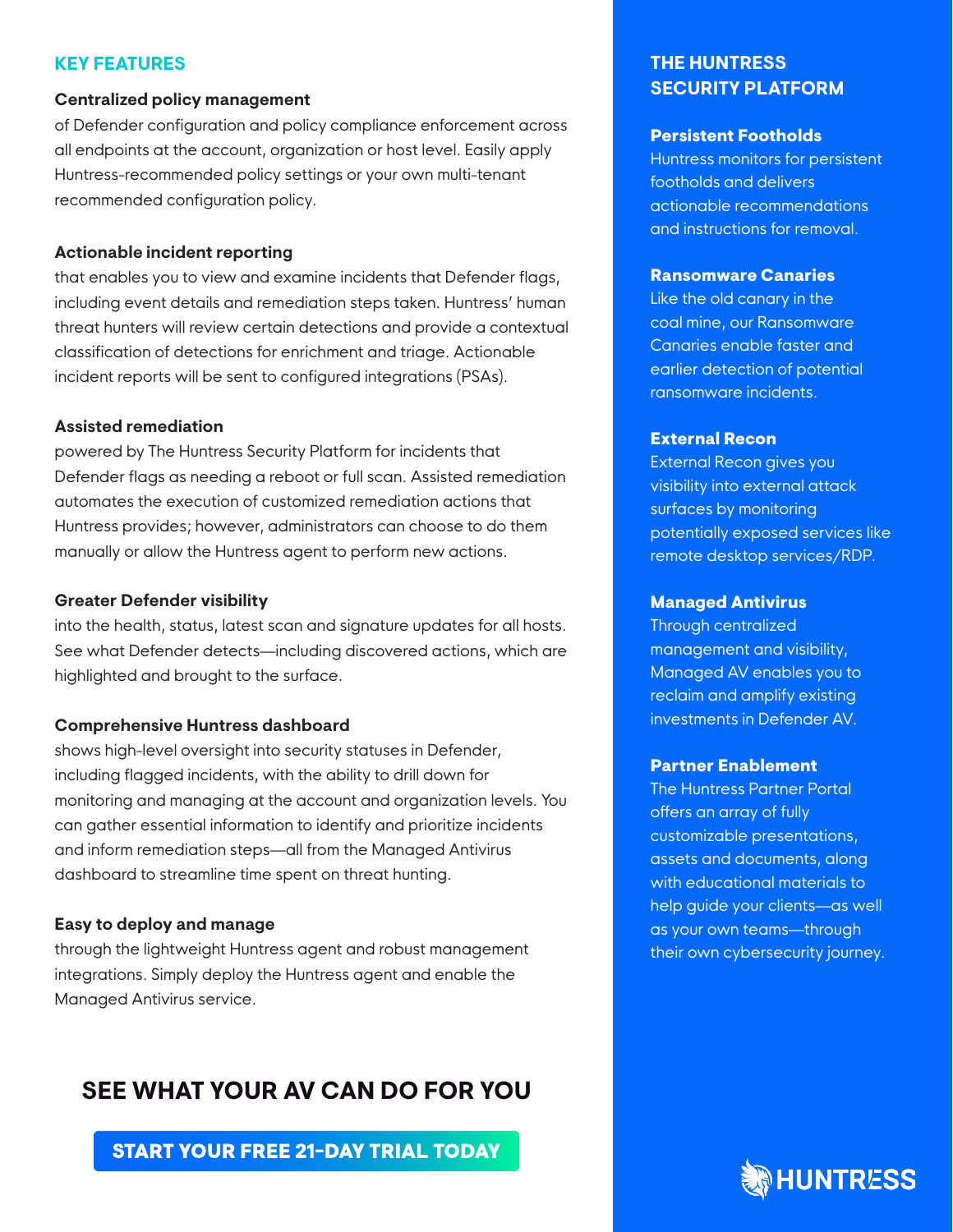## KEY FEATURES

**Centralized policy management** of Defender configuration and policy compliance enforcement across all endpoints at the account, organization or host level. Easily apply Huntress-recommended policy settings or your own multi-tenant recommended configuration policy.

**Actionable incident reporting** that enables you to view and examine incidents that Defender flags, including event details and remediation steps taken. Huntress' human threat hunters will review certain detections and provide a contextual classification of detections for enrichment and triage. Actionable incident reports will be sent to configured integrations (PSAs).

**Assisted remediation** powered by The Huntress Security Platform for incidents that Defender flags as needing a reboot or full scan. Assisted remediation automates the execution of customized remediation actions that Huntress provides; however, administrators can choose to do them manually or allow the Huntress agent to perform new actions.

**Greater Defender visibility** into the health, status, latest scan and signature updates for all hosts. See what Defender detects—including discovered actions, which are highlighted and brought to the surface.

**Comprehensive Huntress dashboard** shows high-level oversight into security statuses in Defender, including flagged incidents, with the ability to drill down for monitoring and managing at the account and organization levels. You can gather essential information to identify and prioritize incidents and inform remediation steps—all from the Managed Antivirus dashboard to streamline time spent on threat hunting.

**Easy to deploy and manage** through the lightweight Huntress agent and robust management integrations. Simply deploy the Huntress agent and enable the Managed Antivirus service.

## SEE WHAT YOUR AV CAN DO FOR YOU

**START YOUR FREE 21-DAY TRIAL TODAY**

## THE HUNTRESS SECURITY PLATFORM

**Persistent Footholds**
Huntress monitors for persistent footholds and delivers actionable recommendations and instructions for removal.

**Ransomware Canaries**
Like the old canary in the coal mine, our Ransomware Canaries enable faster and earlier detection of potential ransomware incidents.

**External Recon**
External Recon gives you visibility into external attack surfaces by monitoring potentially exposed services like remote desktop services/RDP.

**Managed Antivirus**
Through centralized management and visibility, Managed AV enables you to reclaim and amplify existing investments in Defender AV.

**Partner Enablement**
The Huntress Partner Portal offers an array of fully customizable presentations, assets and documents, along with educational materials to help guide your clients—as well as your own teams—through their own cybersecurity journey.

HUNTRESS